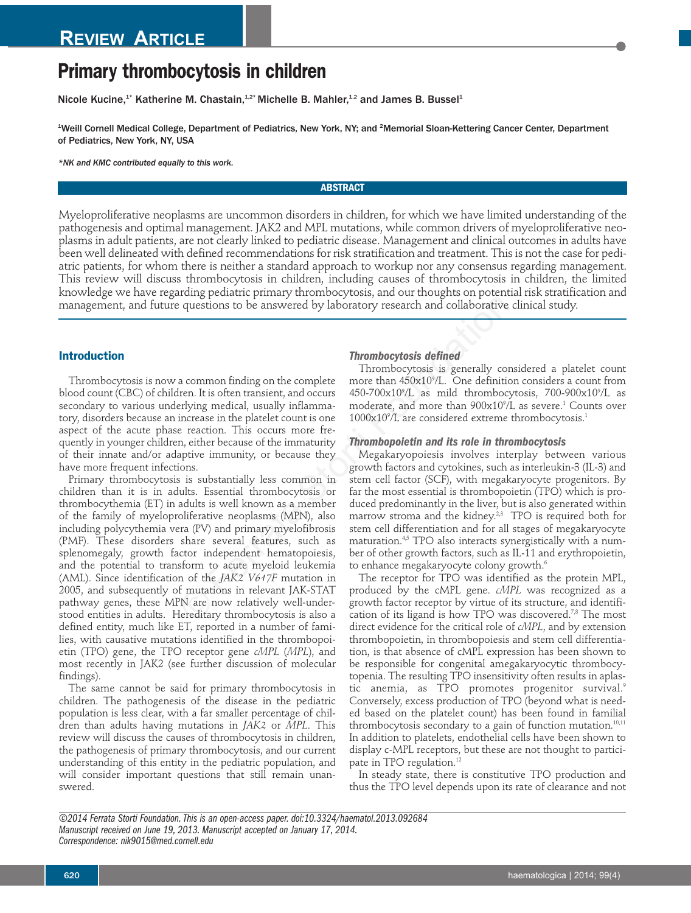# Primary thrombocytosis in children

Nicole Kucine,[1*] Katherine M. Chastain,[1,2*] Michelle B. Mahler,[1,2] and James B. Bussel[1]

[1]Weill Cornell Medical College, Department of Pediatrics, New York, NY; and [2]Memorial Sloan-Kettering Cancer Center, Department of Pediatrics, New York, NY, USA

*\*NK and KMC contributed equally to this work.*

## ABSTRACT

Myeloproliferative neoplasms are uncommon disorders in children, for which we have limited understanding of the pathogenesis and optimal management. JAK2 and MPL mutations, while common drivers of myeloproliferative neoplasms in adult patients, are not clearly linked to pediatric disease. Management and clinical outcomes in adults have been well delineated with defined recommendations for risk stratification and treatment. This is not the case for pediatric patients, for whom there is neither a standard approach to workup nor any consensus regarding management. This review will discuss thrombocytosis in children, including causes of thrombocytosis in children, the limited knowledge we have regarding pediatric primary thrombocytosis, and our thoughts on potential risk stratification and management, and future questions to be answered by laboratory research and collaborative clinical study.

## Introduction

Thrombocytosis is now a common finding on the complete blood count (CBC) of children. It is often transient, and occurs secondary to various underlying medical, usually inflammatory, disorders because an increase in the platelet count is one aspect of the acute phase reaction. This occurs more frequently in younger children, either because of the immaturity of their innate and/or adaptive immunity, or because they have more frequent infections.

Primary thrombocytosis is substantially less common in children than it is in adults. Essential thrombocytosis or thrombocythemia (ET) in adults is well known as a member of the family of myeloproliferative neoplasms (MPN), also including polycythemia vera (PV) and primary myelofibrosis (PMF). These disorders share several features, such as splenomegaly, growth factor independent hematopoiesis, and the potential to transform to acute myeloid leukemia (AML). Since identification of the *JAK2 V617F* mutation in 2005, and subsequently of mutations in relevant JAK-STAT pathway genes, these MPN are now relatively well-understood entities in adults. Hereditary thrombocytosis is also a defined entity, much like ET, reported in a number of families, with causative mutations identified in the thrombopoietin (TPO) gene, the TPO receptor gene *cMPL* (*MPL*), and most recently in JAK2 (see further discussion of molecular findings).

The same cannot be said for primary thrombocytosis in children. The pathogenesis of the disease in the pediatric population is less clear, with a far smaller percentage of children than adults having mutations in *JAK2* or *MPL*. This review will discuss the causes of thrombocytosis in children, the pathogenesis of primary thrombocytosis, and our current understanding of this entity in the pediatric population, and will consider important questions that still remain unanswered.

### *Thrombocytosis defined*

Thrombocytosis is generally considered a platelet count more than 450x10$^9$/L. One definition considers a count from 450-700x10$^9$/L as mild thrombocytosis, 700-900x10$^9$/L as moderate, and more than 900x10$^9$/L as severe.[1] Counts over 1000x10$^9$/L are considered extreme thrombocytosis.[1]

### *Thrombopoietin and its role in thrombocytosis*

Megakaryopoiesis involves interplay between various growth factors and cytokines, such as interleukin-3 (IL-3) and stem cell factor (SCF), with megakaryocyte progenitors. By far the most essential is thrombopoietin (TPO) which is produced predominantly in the liver, but is also generated within marrow stroma and the kidney.[2,3] TPO is required both for stem cell differentiation and for all stages of megakaryocyte maturation.[4,5] TPO also interacts synergistically with a number of other growth factors, such as IL-11 and erythropoietin, to enhance megakaryocyte colony growth.[6]

The receptor for TPO was identified as the protein MPL, produced by the cMPL gene. *cMPL* was recognized as a growth factor receptor by virtue of its structure, and identification of its ligand is how TPO was discovered.[7,8] The most direct evidence for the critical role of *cMPL*, and by extension thrombopoietin, in thrombopoiesis and stem cell differentiation, is that absence of cMPL expression has been shown to be responsible for congenital amegakaryocytic thrombocytopenia. The resulting TPO insensitivity often results in aplastic anemia, as TPO promotes progenitor survival.[9] Conversely, excess production of TPO (beyond what is needed based on the platelet count) has been found in familial thrombocytosis secondary to a gain of function mutation.[10,11] In addition to platelets, endothelial cells have been shown to display c-MPL receptors, but these are not thought to participate in TPO regulation.[12]

In steady state, there is constitutive TPO production and thus the TPO level depends upon its rate of clearance and not

*©2014 Ferrata Storti Foundation. This is an open-access paper. doi:10.3324/haematol.2013.092684*
*Manuscript received on June 19, 2013. Manuscript accepted on January 17, 2014.*
*Correspondence: nik9015@med.cornell.edu*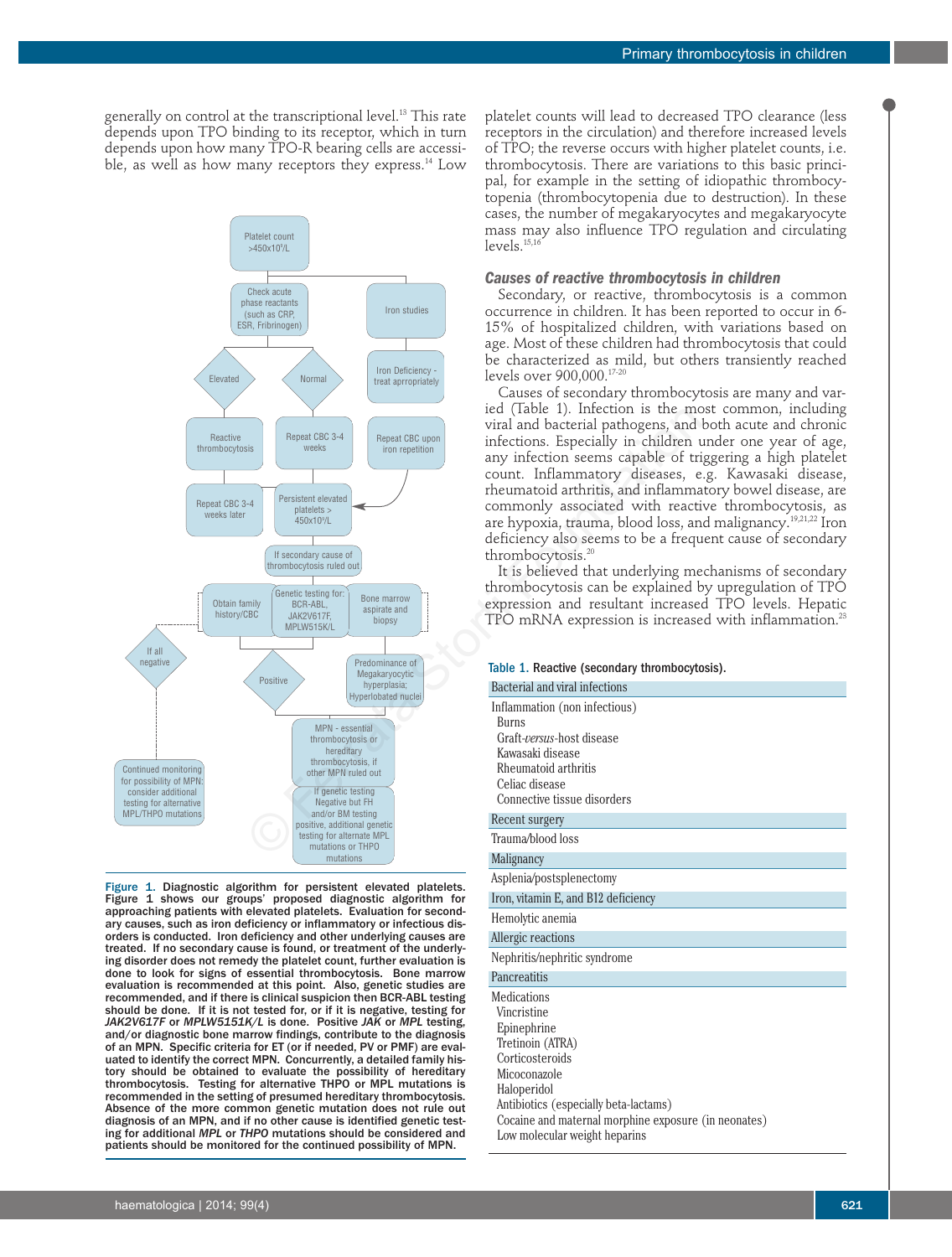generally on control at the transcriptional level.[13] This rate depends upon TPO binding to its receptor, which in turn depends upon how many TPO-R bearing cells are accessible, as well as how many receptors they express.[14] Low platelet counts will lead to decreased TPO clearance (less receptors in the circulation) and therefore increased levels of TPO; the reverse occurs with higher platelet counts, i.e. thrombocytosis. There are variations to this basic principal, for example in the setting of idiopathic thrombocytopenia (thrombocytopenia due to destruction). In these cases, the number of megakaryocytes and megakaryocyte mass may also influence TPO regulation and circulating levels.[15,16]

**Figure 1. Diagnostic algorithm for persistent elevated platelets.** Figure 1 shows our groups' proposed diagnostic algorithm for approaching patients with elevated platelets. Evaluation for secondary causes, such as iron deficiency or inflammatory or infectious disorders is conducted. Iron deficiency and other underlying causes are treated. If no secondary cause is found, or treatment of the underlying disorder does not remedy the platelet count, further evaluation is done to look for signs of essential thrombocytosis. Bone marrow evaluation is recommended at this point. Also, genetic studies are recommended, and if there is clinical suspicion then BCR-ABL testing should be done. If it is not tested for, or if it is negative, testing for *JAK2V617F* or *MPLW5151K/L* is done. Positive *JAK* or *MPL* testing, and/or diagnostic bone marrow findings, contribute to the diagnosis of an MPN. Specific criteria for ET (or if needed, PV or PMF) are evaluated to identify the correct MPN. Concurrently, a detailed family history should be obtained to evaluate the possibility of hereditary thrombocytosis. Testing for alternative THPO or MPL mutations is recommended in the setting of presumed hereditary thrombocytosis. Absence of the more common genetic mutation does not rule out diagnosis of an MPN, and if no other cause is identified genetic testing for additional *MPL* or *THPO* mutations should be considered and patients should be monitored for the continued possibility of MPN.

### Causes of reactive thrombocytosis in children

Secondary, or reactive, thrombocytosis is a common occurrence in children. It has been reported to occur in 6-15% of hospitalized children, with variations based on age. Most of these children had thrombocytosis that could be characterized as mild, but others transiently reached levels over 900,000.[17-20]

Causes of secondary thrombocytosis are many and varied (Table 1). Infection is the most common, including viral and bacterial pathogens, and both acute and chronic infections. Especially in children under one year of age, any infection seems capable of triggering a high platelet count. Inflammatory diseases, e.g. Kawasaki disease, rheumatoid arthritis, and inflammatory bowel disease, are commonly associated with reactive thrombocytosis, as are hypoxia, trauma, blood loss, and malignancy.[19,21,22] Iron deficiency also seems to be a frequent cause of secondary thrombocytosis.[20]

It is believed that underlying mechanisms of secondary thrombocytosis can be explained by upregulation of TPO expression and resultant increased TPO levels. Hepatic TPO mRNA expression is increased with inflammation.[23]

**Table 1.** Reactive (secondary thrombocytosis).

| |
|---|
| Bacterial and viral infections |
| Inflammation (non infectious)<br>Burns<br>Graft-*versus*-host disease<br>Kawasaki disease<br>Rheumatoid arthritis<br>Celiac disease<br>Connective tissue disorders |
| Recent surgery |
| Trauma/blood loss |
| Malignancy |
| Asplenia/postsplenectomy |
| Iron, vitamin E, and B12 deficiency |
| Hemolytic anemia |
| Allergic reactions |
| Nephritis/nephritic syndrome |
| Pancreatitis |
| Medications<br>Vincristine<br>Epinephrine<br>Tretinoin (ATRA)<br>Corticosteroids<br>Micoconazole<br>Haloperidol<br>Antibiotics (especially beta-lactams)<br>Cocaine and maternal morphine exposure (in neonates)<br>Low molecular weight heparins |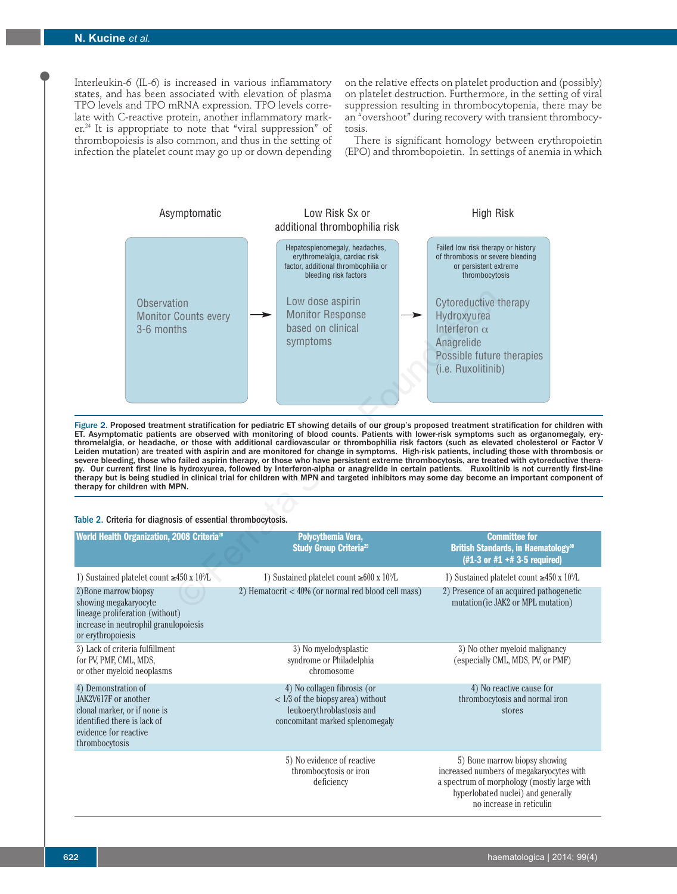Interleukin-6 (IL-6) is increased in various inflammatory states, and has been associated with elevation of plasma TPO levels and TPO mRNA expression. TPO levels correlate with C-reactive protein, another inflammatory marker.[24] It is appropriate to note that "viral suppression" of thrombopoiesis is also common, and thus in the setting of infection the platelet count may go up or down depending on the relative effects on platelet production and (possibly) on platelet destruction. Furthermore, in the setting of viral suppression resulting in thrombocytopenia, there may be an "overshoot" during recovery with transient thrombocytosis.

There is significant homology between erythropoietin (EPO) and thrombopoietin. In settings of anemia in which

| Asymptomatic | Low Risk Sx or additional thrombophilia risk | High Risk |
|---|---|---|
| | Hepatosplenomegaly, headaches, erythromelalgia, cardiac risk factor, additional thrombophilia or bleeding risk factors | Failed low risk therapy or history of thrombosis or severe bleeding or persistent extreme thrombocytosis |
| Observation<br>Monitor Counts every 3-6 months → | Low dose aspirin<br>Monitor Response based on clinical symptoms → | Cytoreductive therapy<br>Hydroxyurea<br>Interferon α<br>Anagrelide<br>Possible future therapies (i.e. Ruxolitinib) |

**Figure 2. Proposed treatment stratification for pediatric ET showing details of our group's proposed treatment stratification for children with ET. Asymptomatic patients are observed with monitoring of blood counts. Patients with lower-risk symptoms such as organomegaly, erythromelalgia, or headache, or those with additional cardiovascular or thrombophilia risk factors (such as elevated cholesterol or Factor V Leiden mutation) are treated with aspirin and are monitored for change in symptoms. High-risk patients, including those with thrombosis or severe bleeding, those who failed aspirin therapy, or those who have persistent extreme thrombocytosis, are treated with cytoreductive therapy. Our current first line is hydroxyurea, followed by Interferon-alpha or anagrelide in certain patients. Ruxolitinib is not currently first-line therapy but is being studied in clinical trial for children with MPN and targeted inhibitors may some day become an important component of therapy for children with MPN.**

**Table 2. Criteria for diagnosis of essential thrombocytosis.**

| World Health Organization, 2008 Criteria[28] | Polycythemia Vera, Study Group Criteria[29] | Committee for British Standards, in Haematology[30] (#1-3 or #1 +# 3-5 required) |
|---|---|---|
| 1) Sustained platelet count ≥450 x $10^9$/L | 1) Sustained platelet count ≥600 x $10^9$/L | 1) Sustained platelet count ≥450 x $10^9$/L |
| 2) Bone marrow biopsy showing megakaryocyte lineage proliferation (without) increase in neutrophil granulopoiesis or erythropoiesis | 2) Hematocrit < 40% (or normal red blood cell mass) | 2) Presence of an acquired pathogenetic mutation (ie JAK2 or MPL mutation) |
| 3) Lack of criteria fulfillment for PV, PMF, CML, MDS, or other myeloid neoplasms | 3) No myelodysplastic syndrome or Philadelphia chromosome | 3) No other myeloid malignancy (especially CML, MDS, PV, or PMF) |
| 4) Demonstration of JAK2V617F or another clonal marker, or if none is identified there is lack of evidence for reactive thrombocytosis | 4) No collagen fibrosis (or < 1/3 of the biopsy area) without leukoerythroblastosis and concomitant marked splenomegaly | 4) No reactive cause for thrombocytosis and normal iron stores |
| | 5) No evidence of reactive thrombocytosis or iron deficiency | 5) Bone marrow biopsy showing increased numbers of megakaryocytes with a spectrum of morphology (mostly large with hyperlobated nuclei) and generally no increase in reticulin |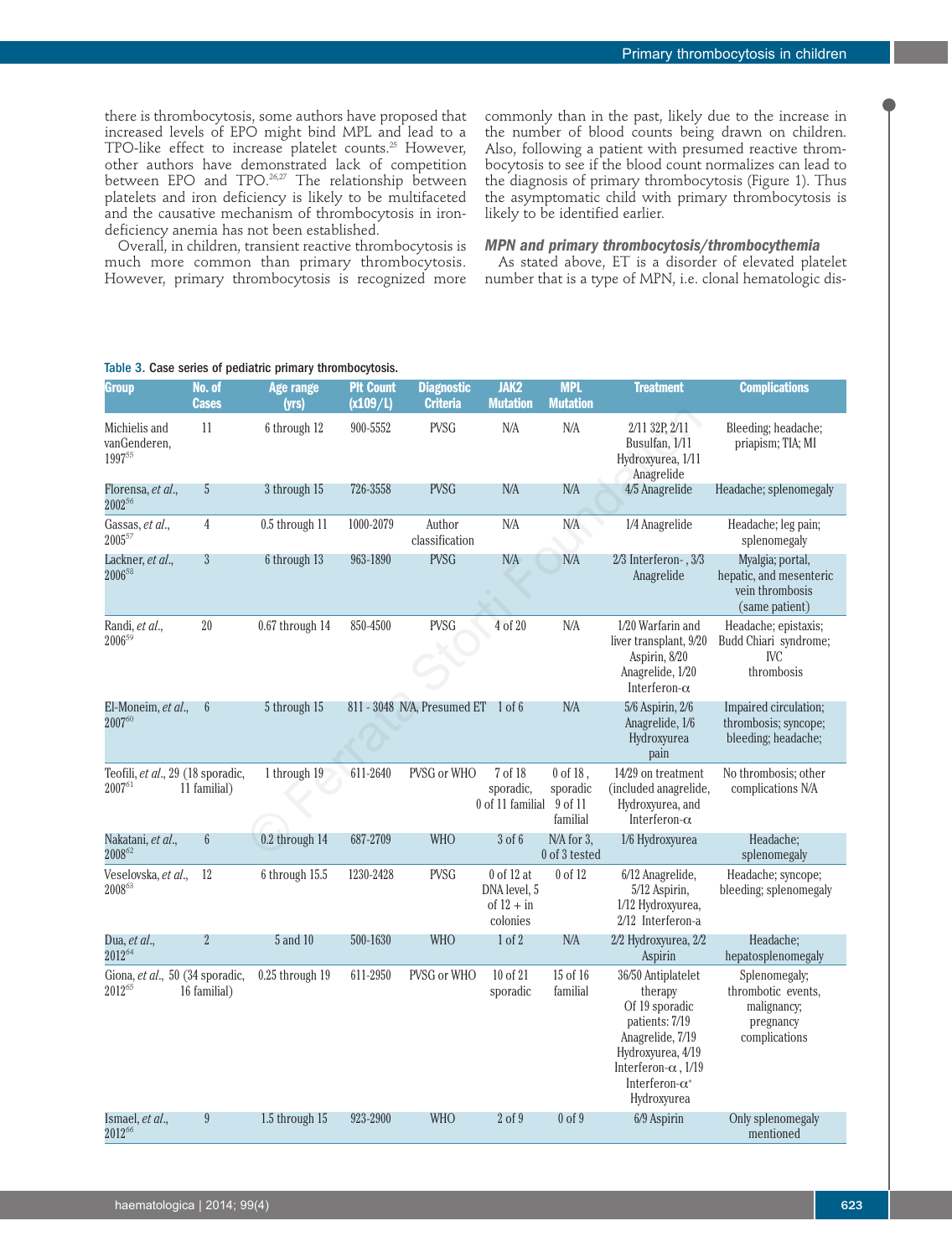there is thrombocytosis, some authors have proposed that increased levels of EPO might bind MPL and lead to a TPO-like effect to increase platelet counts.[25] However, other authors have demonstrated lack of competition between EPO and TPO.[26,27] The relationship between platelets and iron deficiency is likely to be multifaceted and the causative mechanism of thrombocytosis in iron-deficiency anemia has not been established.

Overall, in children, transient reactive thrombocytosis is much more common than primary thrombocytosis. However, primary thrombocytosis is recognized more commonly than in the past, likely due to the increase in the number of blood counts being drawn on children. Also, following a patient with presumed reactive thrombocytosis to see if the blood count normalizes can lead to the diagnosis of primary thrombocytosis (Figure 1). Thus the asymptomatic child with primary thrombocytosis is likely to be identified earlier.

### *MPN and primary thrombocytosis/thrombocythemia*

As stated above, ET is a disorder of elevated platelet number that is a type of MPN, i.e. clonal hematologic dis-

Table 3. Case series of pediatric primary thrombocytosis.

| Group | No. of Cases | Age range (yrs) | Plt Count (x109/L) | Diagnostic Criteria | JAK2 Mutation | MPL Mutation | Treatment | Complications |
|---|---|---|---|---|---|---|---|---|
| Michielis and vanGenderen, 1997[55] | 11 | 6 through 12 | 900-5552 | PVSG | N/A | N/A | 2/11 32P, 2/11 Busulfan, 1/11 Hydroxyurea, 1/11 Anagrelide | Bleeding; headache; priapism; TIA; MI |
| Florensa, *et al.*, 2002[56] | 5 | 3 through 15 | 726-3558 | PVSG | N/A | N/A | 4/5 Anagrelide | Headache; splenomegaly |
| Gassas, *et al.*, 2005[57] | 4 | 0.5 through 11 | 1000-2079 | Author classification | N/A | N/A | 1/4 Anagrelide | Headache; leg pain; splenomegaly |
| Lackner, *et al.*, 2006[58] | 3 | 6 through 13 | 963-1890 | PVSG | N/A | N/A | 2/3 Interferon- , 3/3 Anagrelide | Myalgia; portal, hepatic, and mesenteric vein thrombosis (same patient) |
| Randi, *et al.*, 2006[59] | 20 | 0.67 through 14 | 850-4500 | PVSG | 4 of 20 | N/A | 1/20 Warfarin and liver transplant, 9/20 Aspirin, 8/20 Anagrelide, 1/20 Interferon-α | Headache; epistaxis; Budd Chiari syndrome; IVC thrombosis |
| El-Moneim, *et al.*, 2007[60] | 6 | 5 through 15 | 811 - 3048 | N/A, Presumed ET | 1 of 6 | N/A | 5/6 Aspirin, 2/6 Anagrelide, 1/6 Hydroxyurea | Impaired circulation; thrombosis; syncope; bleeding; headache; pain |
| Teofili, *et al.*, 2007[61] | 29 (18 sporadic, 11 familial) | 1 through 19 | 611-2640 | PVSG or WHO | 7 of 18 sporadic, 0 of 11 familial | 0 of 18 , sporadic 9 of 11 familial | 14/29 on treatment (included anagrelide, Hydroxyurea, and Interferon-α | No thrombosis; other complications N/A |
| Nakatani, *et al.*, 2008[62] | 6 | 0.2 through 14 | 687-2709 | WHO | 3 of 6 | N/A for 3, 0 of 3 tested | 1/6 Hydroxyurea | Headache; splenomegaly |
| Veselovska, *et al.*, 2008[63] | 12 | 6 through 15.5 | 1230-2428 | PVSG | 0 of 12 at DNA level, 5 of 12 + in colonies | 0 of 12 | 6/12 Anagrelide, 5/12 Aspirin, 1/12 Hydroxyurea, 2/12 Interferon-a | Headache; syncope; bleeding; splenomegaly |
| Dua, *et al.*, 2012[64] | 2 | 5 and 10 | 500-1630 | WHO | 1 of 2 | N/A | 2/2 Hydroxyurea, 2/2 Aspirin | Headache; hepatosplenomegaly |
| Giona, *et al.*, 2012[65] | 50 (34 sporadic, 16 familial) | 0.25 through 19 | 611-2950 | PVSG or WHO | 10 of 21 sporadic | 15 of 16 familial | 36/50 Antiplatelet therapy Of 19 sporadic patients: 7/19 Anagrelide, 7/19 Hydroxyurea, 4/19 Interferon-α , 1/19 Interferon-α+ Hydroxyurea | Splenomegaly; thrombotic events, malignancy; pregnancy complications |
| Ismael, *et al.*, 2012[66] | 9 | 1.5 through 15 | 923-2900 | WHO | 2 of 9 | 0 of 9 | 6/9 Aspirin | Only splenomegaly mentioned |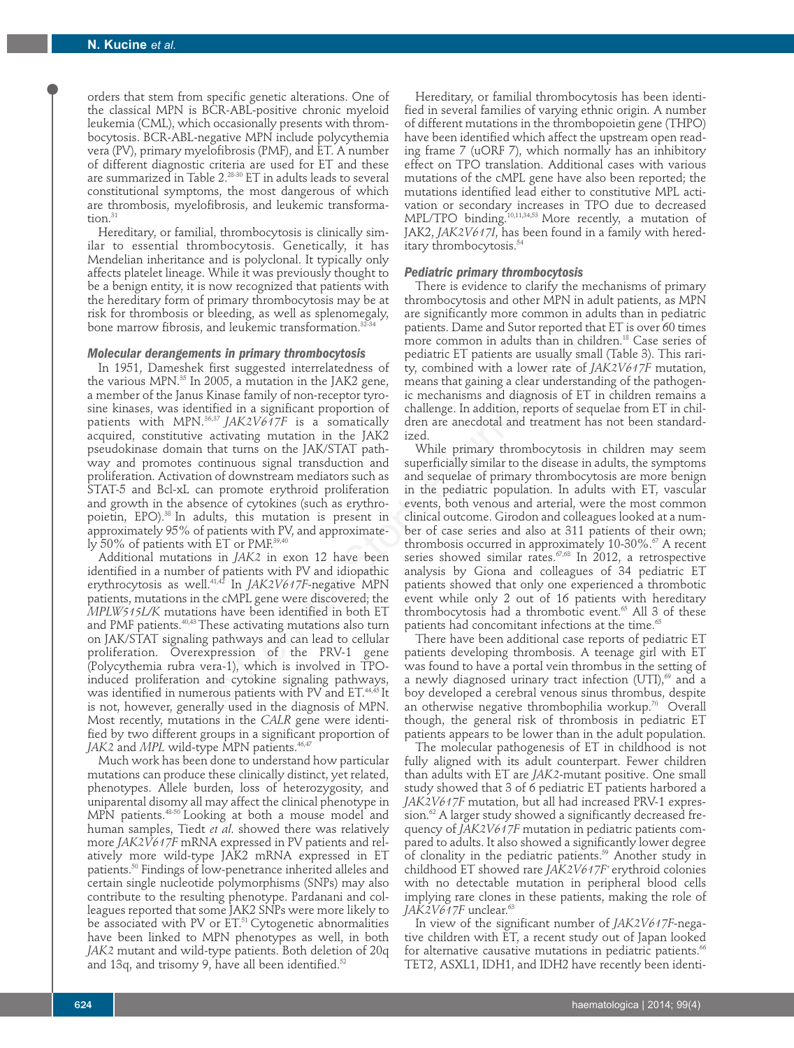orders that stem from specific genetic alterations. One of the classical MPN is BCR-ABL-positive chronic myeloid leukemia (CML), which occasionally presents with thrombocytosis. BCR-ABL-negative MPN include polycythemia vera (PV), primary myelofibrosis (PMF), and ET. A number of different diagnostic criteria are used for ET and these are summarized in Table 2.[28-30] ET in adults leads to several constitutional symptoms, the most dangerous of which are thrombosis, myelofibrosis, and leukemic transformation.[31]

Hereditary, or familial, thrombocytosis is clinically similar to essential thrombocytosis. Genetically, it has Mendelian inheritance and is polyclonal. It typically only affects platelet lineage. While it was previously thought to be a benign entity, it is now recognized that patients with the hereditary form of primary thrombocytosis may be at risk for thrombosis or bleeding, as well as splenomegaly, bone marrow fibrosis, and leukemic transformation.[32-34]

### Molecular derangements in primary thrombocytosis

In 1951, Dameshek first suggested interrelatedness of the various MPN.[35] In 2005, a mutation in the JAK2 gene, a member of the Janus Kinase family of non-receptor tyrosine kinases, was identified in a significant proportion of patients with MPN.[36,37] *JAK2V617F* is a somatically acquired, constitutive activating mutation in the JAK2 pseudokinase domain that turns on the JAK/STAT pathway and promotes continuous signal transduction and proliferation. Activation of downstream mediators such as STAT-5 and Bcl-xL can promote erythroid proliferation and growth in the absence of cytokines (such as erythropoietin, EPO).[38] In adults, this mutation is present in approximately 95% of patients with PV, and approximately 50% of patients with ET or PMF.[39,40]

Additional mutations in *JAK2* in exon 12 have been identified in a number of patients with PV and idiopathic erythrocytosis as well.[41,42] In *JAK2V617F*-negative MPN patients, mutations in the cMPL gene were discovered; the *MPLW515L/K* mutations have been identified in both ET and PMF patients.[40,43] These activating mutations also turn on JAK/STAT signaling pathways and can lead to cellular proliferation. Overexpression of the PRV-1 gene (Polycythemia rubra vera-1), which is involved in TPO-induced proliferation and cytokine signaling pathways, was identified in numerous patients with PV and ET.[44,45] It is not, however, generally used in the diagnosis of MPN. Most recently, mutations in the *CALR* gene were identified by two different groups in a significant proportion of *JAK2* and *MPL* wild-type MPN patients.[46,47]

Much work has been done to understand how particular mutations can produce these clinically distinct, yet related, phenotypes. Allele burden, loss of heterozygosity, and uniparental disomy all may affect the clinical phenotype in MPN patients.[48-50] Looking at both a mouse model and human samples, Tiedt *et al.* showed there was relatively more *JAK2V617F* mRNA expressed in PV patients and relatively more wild-type JAK2 mRNA expressed in ET patients.[50] Findings of low-penetrance inherited alleles and certain single nucleotide polymorphisms (SNPs) may also contribute to the resulting phenotype. Pardanani and colleagues reported that some JAK2 SNPs were more likely to be associated with PV or ET.[51] Cytogenetic abnormalities have been linked to MPN phenotypes as well, in both *JAK2* mutant and wild-type patients. Both deletion of 20q and 13q, and trisomy 9, have all been identified.[52]

Hereditary, or familial thrombocytosis has been identified in several families of varying ethnic origin. A number of different mutations in the thrombopoietin gene (THPO) have been identified which affect the upstream open reading frame 7 (uORF 7), which normally has an inhibitory effect on TPO translation. Additional cases with various mutations of the cMPL gene have also been reported; the mutations identified lead either to constitutive MPL activation or secondary increases in TPO due to decreased MPL/TPO binding.[10,11,34,53] More recently, a mutation of JAK2, *JAK2V617I*, has been found in a family with hereditary thrombocytosis.[54]

### Pediatric primary thrombocytosis

There is evidence to clarify the mechanisms of primary thrombocytosis and other MPN in adult patients, as MPN are significantly more common in adults than in pediatric patients. Dame and Sutor reported that ET is over 60 times more common in adults than in children.[18] Case series of pediatric ET patients are usually small (Table 3). This rarity, combined with a lower rate of *JAK2V617F* mutation, means that gaining a clear understanding of the pathogenic mechanisms and diagnosis of ET in children remains a challenge. In addition, reports of sequelae from ET in children are anecdotal and treatment has not been standardized.

While primary thrombocytosis in children may seem superficially similar to the disease in adults, the symptoms and sequelae of primary thrombocytosis are more benign in the pediatric population. In adults with ET, vascular events, both venous and arterial, were the most common clinical outcome. Girodon and colleagues looked at a number of case series and also at 311 patients of their own; thrombosis occurred in approximately 10-30%.[67] A recent series showed similar rates.[67,68] In 2012, a retrospective analysis by Giona and colleagues of 34 pediatric ET patients showed that only one experienced a thrombotic event while only 2 out of 16 patients with hereditary thrombocytosis had a thrombotic event.[65] All 3 of these patients had concomitant infections at the time.[65]

There have been additional case reports of pediatric ET patients developing thrombosis. A teenage girl with ET was found to have a portal vein thrombus in the setting of a newly diagnosed urinary tract infection (UTI),[69] and a boy developed a cerebral venous sinus thrombus, despite an otherwise negative thrombophilia workup.[70] Overall though, the general risk of thrombosis in pediatric ET patients appears to be lower than in the adult population.

The molecular pathogenesis of ET in childhood is not fully aligned with its adult counterpart. Fewer children than adults with ET are *JAK2*-mutant positive. One small study showed that 3 of 6 pediatric ET patients harbored a *JAK2V617F* mutation, but all had increased PRV-1 expression.[62] A larger study showed a significantly decreased frequency of *JAK2V617F* mutation in pediatric patients compared to adults. It also showed a significantly lower degree of clonality in the pediatric patients.[59] Another study in childhood ET showed rare *JAK2V617F*⁺ erythroid colonies with no detectable mutation in peripheral blood cells implying rare clones in these patients, making the role of *JAK2V617F* unclear.[63]

In view of the significant number of *JAK2V617F*-negative children with ET, a recent study out of Japan looked for alternative causative mutations in pediatric patients.[66] TET2, ASXL1, IDH1, and IDH2 have recently been identi-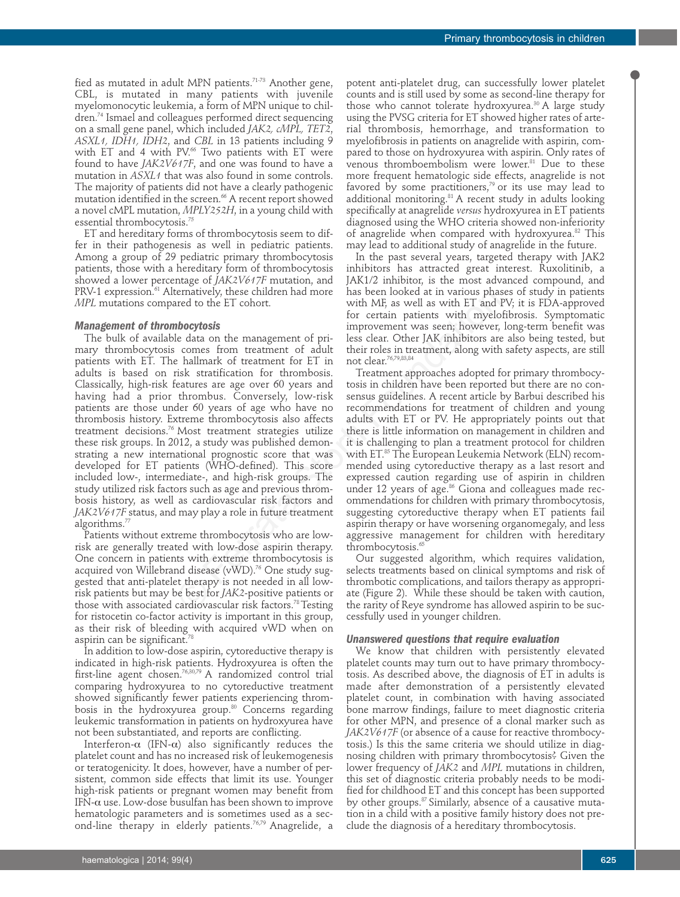fied as mutated in adult MPN patients.[71-73] Another gene, CBL, is mutated in many patients with juvenile myelomonocytic leukemia, a form of MPN unique to children.[74] Ismael and colleagues performed direct sequencing on a small gene panel, which included *JAK2, cMPL, TET2, ASXL1, IDH1, IDH2*, and *CBL* in 13 patients including 9 with ET and 4 with PV.[66] Two patients with ET were found to have *JAK2V617F*, and one was found to have a mutation in *ASXL1* that was also found in some controls. The majority of patients did not have a clearly pathogenic mutation identified in the screen.[66] A recent report showed a novel cMPL mutation, *MPLY252H*, in a young child with essential thrombocytosis.[75]

ET and hereditary forms of thrombocytosis seem to differ in their pathogenesis as well in pediatric patients. Among a group of 29 pediatric primary thrombocytosis patients, those with a hereditary form of thrombocytosis showed a lower percentage of *JAK2V617F* mutation, and PRV-1 expression.[61] Alternatively, these children had more *MPL* mutations compared to the ET cohort.

### Management of thrombocytosis

The bulk of available data on the management of primary thrombocytosis comes from treatment of adult patients with ET. The hallmark of treatment for ET in adults is based on risk stratification for thrombosis. Classically, high-risk features are age over 60 years and having had a prior thrombus. Conversely, low-risk patients are those under 60 years of age who have no thrombosis history. Extreme thrombocytosis also affects treatment decisions.[76] Most treatment strategies utilize these risk groups. In 2012, a study was published demonstrating a new international prognostic score that was developed for ET patients (WHO-defined). This score included low-, intermediate-, and high-risk groups. The study utilized risk factors such as age and previous thrombosis history, as well as cardiovascular risk factors and *JAK2V617F* status, and may play a role in future treatment algorithms.[77]

Patients without extreme thrombocytosis who are low-risk are generally treated with low-dose aspirin therapy. One concern in patients with extreme thrombocytosis is acquired von Willebrand disease (vWD).[76] One study suggested that anti-platelet therapy is not needed in all low-risk patients but may be best for *JAK2*-positive patients or those with associated cardiovascular risk factors.[78] Testing for ristocetin co-factor activity is important in this group, as their risk of bleeding with acquired vWD when on aspirin can be significant.[78]

In addition to low-dose aspirin, cytoreductive therapy is indicated in high-risk patients. Hydroxyurea is often the first-line agent chosen.[76,30,79] A randomized control trial comparing hydroxyurea to no cytoreductive treatment showed significantly fewer patients experiencing thrombosis in the hydroxyurea group.[80] Concerns regarding leukemic transformation in patients on hydroxyurea have not been substantiated, and reports are conflicting.

Interferon-α (IFN-α) also significantly reduces the platelet count and has no increased risk of leukemogenesis or teratogenicity. It does, however, have a number of persistent, common side effects that limit its use. Younger high-risk patients or pregnant women may benefit from IFN-α use. Low-dose busulfan has been shown to improve hematologic parameters and is sometimes used as a second-line therapy in elderly patients.[76,79] Anagrelide, a potent anti-platelet drug, can successfully lower platelet counts and is still used by some as second-line therapy for those who cannot tolerate hydroxyurea.[30] A large study using the PVSG criteria for ET showed higher rates of arterial thrombosis, hemorrhage, and transformation to myelofibrosis in patients on anagrelide with aspirin, compared to those on hydroxyurea with aspirin. Only rates of venous thromboembolism were lower.[81] Due to these more frequent hematologic side effects, anagrelide is not favored by some practitioners,[79] or its use may lead to additional monitoring.[81] A recent study in adults looking specifically at anagrelide *versus* hydroxyurea in ET patients diagnosed using the WHO criteria showed non-inferiority of anagrelide when compared with hydroxyurea.[82] This may lead to additional study of anagrelide in the future.

In the past several years, targeted therapy with JAK2 inhibitors has attracted great interest. Ruxolitinib, a JAK1/2 inhibitor, is the most advanced compound, and has been looked at in various phases of study in patients with MF, as well as with ET and PV; it is FDA-approved for certain patients with myelofibrosis. Symptomatic improvement was seen; however, long-term benefit was less clear. Other JAK inhibitors are also being tested, but their roles in treatment, along with safety aspects, are still not clear.[76,79,83,84]

Treatment approaches adopted for primary thrombocytosis in children have been reported but there are no consensus guidelines. A recent article by Barbui described his recommendations for treatment of children and young adults with ET or PV. He appropriately points out that there is little information on management in children and it is challenging to plan a treatment protocol for children with ET.[85] The European Leukemia Network (ELN) recommended using cytoreductive therapy as a last resort and expressed caution regarding use of aspirin in children under 12 years of age.[86] Giona and colleagues made recommendations for children with primary thrombocytosis, suggesting cytoreductive therapy when ET patients fail aspirin therapy or have worsening organomegaly, and less aggressive management for children with hereditary thrombocytosis.[65]

Our suggested algorithm, which requires validation, selects treatments based on clinical symptoms and risk of thrombotic complications, and tailors therapy as appropriate (Figure 2). While these should be taken with caution, the rarity of Reye syndrome has allowed aspirin to be successfully used in younger children.

### Unanswered questions that require evaluation

We know that children with persistently elevated platelet counts may turn out to have primary thrombocytosis. As described above, the diagnosis of ET in adults is made after demonstration of a persistently elevated platelet count, in combination with having associated bone marrow findings, failure to meet diagnostic criteria for other MPN, and presence of a clonal marker such as *JAK2V617F* (or absence of a cause for reactive thrombocytosis.) Is this the same criteria we should utilize in diagnosing children with primary thrombocytosis? Given the lower frequency of *JAK2* and *MPL* mutations in children, this set of diagnostic criteria probably needs to be modified for childhood ET and this concept has been supported by other groups.[87] Similarly, absence of a causative mutation in a child with a positive family history does not preclude the diagnosis of a hereditary thrombocytosis.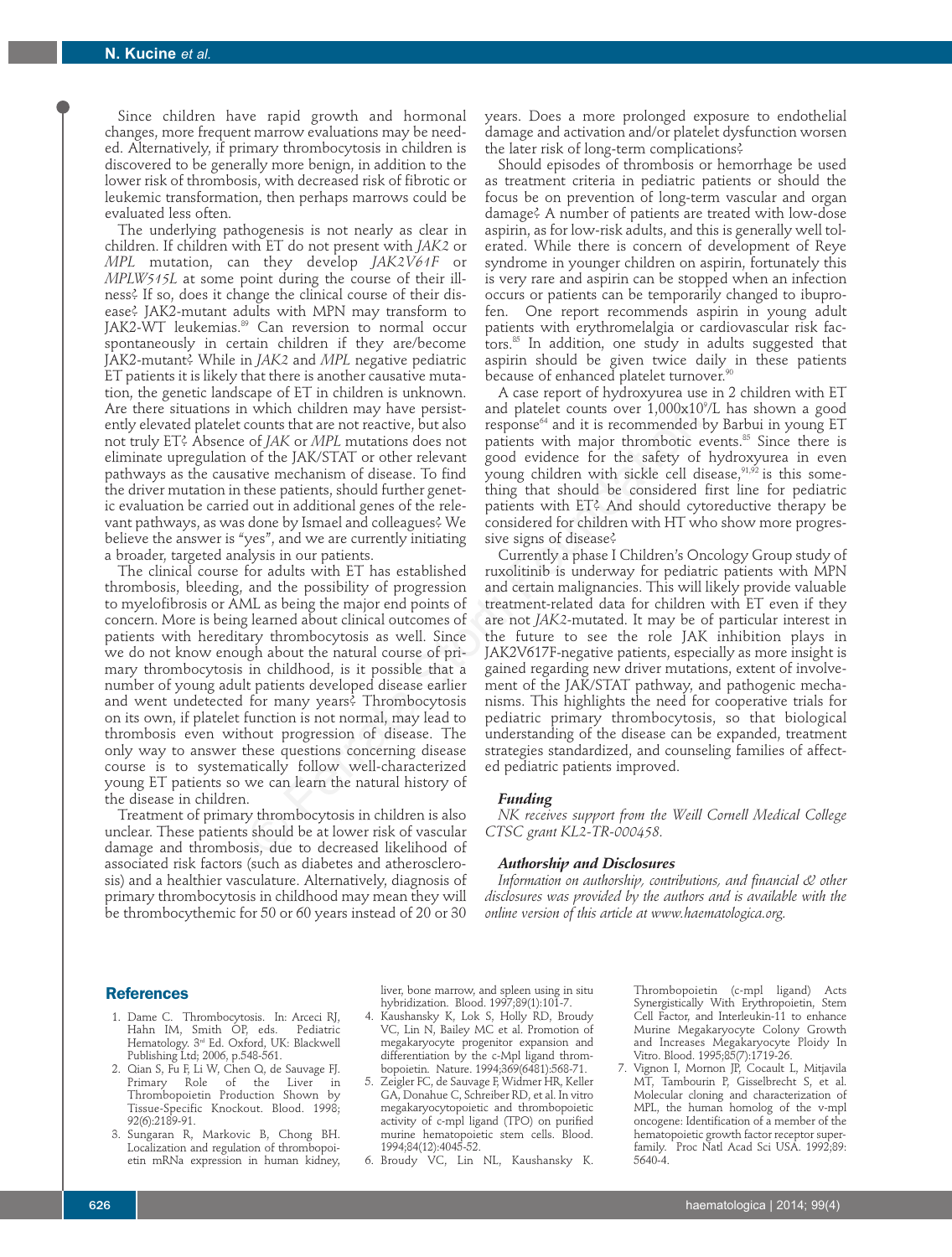Since children have rapid growth and hormonal changes, more frequent marrow evaluations may be needed. Alternatively, if primary thrombocytosis in children is discovered to be generally more benign, in addition to the lower risk of thrombosis, with decreased risk of fibrotic or leukemic transformation, then perhaps marrows could be evaluated less often.

The underlying pathogenesis is not nearly as clear in children. If children with ET do not present with *JAK2* or *MPL* mutation, can they develop *JAK2V61F* or *MPLW515L* at some point during the course of their illness? If so, does it change the clinical course of their disease? JAK2-mutant adults with MPN may transform to JAK2-WT leukemias.[89] Can reversion to normal occur spontaneously in certain children if they are/become JAK2-mutant? While in *JAK2* and *MPL* negative pediatric ET patients it is likely that there is another causative mutation, the genetic landscape of ET in children is unknown. Are there situations in which children may have persistently elevated platelet counts that are not reactive, but also not truly ET? Absence of *JAK* or *MPL* mutations does not eliminate upregulation of the JAK/STAT or other relevant pathways as the causative mechanism of disease. To find the driver mutation in these patients, should further genetic evaluation be carried out in additional genes of the relevant pathways, as was done by Ismael and colleagues? We believe the answer is "yes", and we are currently initiating a broader, targeted analysis in our patients.

The clinical course for adults with ET has established thrombosis, bleeding, and the possibility of progression to myelofibrosis or AML as being the major end points of concern. More is being learned about clinical outcomes of patients with hereditary thrombocytosis as well. Since we do not know enough about the natural course of primary thrombocytosis in childhood, is it possible that a number of young adult patients developed disease earlier and went undetected for many years? Thrombocytosis on its own, if platelet function is not normal, may lead to thrombosis even without progression of disease. The only way to answer these questions concerning disease course is to systematically follow well-characterized young ET patients so we can learn the natural history of the disease in children.

Treatment of primary thrombocytosis in children is also unclear. These patients should be at lower risk of vascular damage and thrombosis, due to decreased likelihood of associated risk factors (such as diabetes and atherosclerosis) and a healthier vasculature. Alternatively, diagnosis of primary thrombocytosis in childhood may mean they will be thrombocythemic for 50 or 60 years instead of 20 or 30 years. Does a more prolonged exposure to endothelial damage and activation and/or platelet dysfunction worsen the later risk of long-term complications?

Should episodes of thrombosis or hemorrhage be used as treatment criteria in pediatric patients or should the focus be on prevention of long-term vascular and organ damage? A number of patients are treated with low-dose aspirin, as for low-risk adults, and this is generally well tolerated. While there is concern of development of Reye syndrome in younger children on aspirin, fortunately this is very rare and aspirin can be stopped when an infection occurs or patients can be temporarily changed to ibuprofen. One report recommends aspirin in young adult patients with erythromelalgia or cardiovascular risk factors.[85] In addition, one study in adults suggested that aspirin should be given twice daily in these patients because of enhanced platelet turnover.[90]

A case report of hydroxyurea use in 2 children with ET and platelet counts over 1,000x10$^9$/L has shown a good response[64] and it is recommended by Barbui in young ET patients with major thrombotic events.[85] Since there is good evidence for the safety of hydroxyurea in even young children with sickle cell disease,[91,92] is this something that should be considered first line for pediatric patients with ET? And should cytoreductive therapy be considered for children with HT who show more progressive signs of disease?

Currently a phase I Children's Oncology Group study of ruxolitinib is underway for pediatric patients with MPN and certain malignancies. This will likely provide valuable treatment-related data for children with ET even if they are not *JAK2*-mutated. It may be of particular interest in the future to see the role JAK inhibition plays in JAK2V617F-negative patients, especially as more insight is gained regarding new driver mutations, extent of involvement of the JAK/STAT pathway, and pathogenic mechanisms. This highlights the need for cooperative trials for pediatric primary thrombocytosis, so that biological understanding of the disease can be expanded, treatment strategies standardized, and counseling families of affected pediatric patients improved.

#### Funding

*NK receives support from the Weill Cornell Medical College CTSC grant KL2-TR-000458.*

#### Authorship and Disclosures

*Information on authorship, contributions, and financial & other disclosures was provided by the authors and is available with the online version of this article at www.haematologica.org.*

## References

1. Dame C. Thrombocytosis. In: Arceci RJ, Hahn IM, Smith OP, eds. Pediatric Hematology. 3rd Ed. Oxford, UK: Blackwell Publishing Ltd; 2006, p.548-561.
2. Qian S, Fu F, Li W, Chen Q, de Sauvage FJ. Primary Role of the Liver in Thrombopoietin Production Shown by Tissue-Specific Knockout. Blood. 1998; 92(6):2189-91.
3. Sungaran R, Markovic B, Chong BH. Localization and regulation of thrombopoietin mRNa expression in human kidney, liver, bone marrow, and spleen using in situ hybridization. Blood. 1997;89(1):101-7.
4. Kaushansky K, Lok S, Holly RD, Broudy VC, Lin N, Bailey MC et al. Promotion of megakaryocyte progenitor expansion and differentiation by the c-Mpl ligand thrombopoietin. Nature. 1994;369(6481):568-71.
5. Zeigler FC, de Sauvage F, Widmer HR, Keller GA, Donahue C, Schreiber RD, et al. In vitro megakaryocytopoietic and thrombopoietic activity of c-mpl ligand (TPO) on purified murine hematopoietic stem cells. Blood. 1994;84(12):4045-52.
6. Broudy VC, Lin NL, Kaushansky K. Thrombopoietin (c-mpl ligand) Acts Synergistically With Erythropoietin, Stem Cell Factor, and Interleukin-11 to enhance Murine Megakaryocyte Colony Growth and Increases Megakaryocyte Ploidy In Vitro. Blood. 1995;85(7):1719-26.
7. Vignon I, Mornon JP, Cocault L, Mitjavila MT, Tambourin P, Gisselbrecht S, et al. Molecular cloning and characterization of MPL, the human homolog of the v-mpl oncogene: Identification of a member of the hematopoietic growth factor receptor superfamily. Proc Natl Acad Sci USA. 1992;89:5640-4.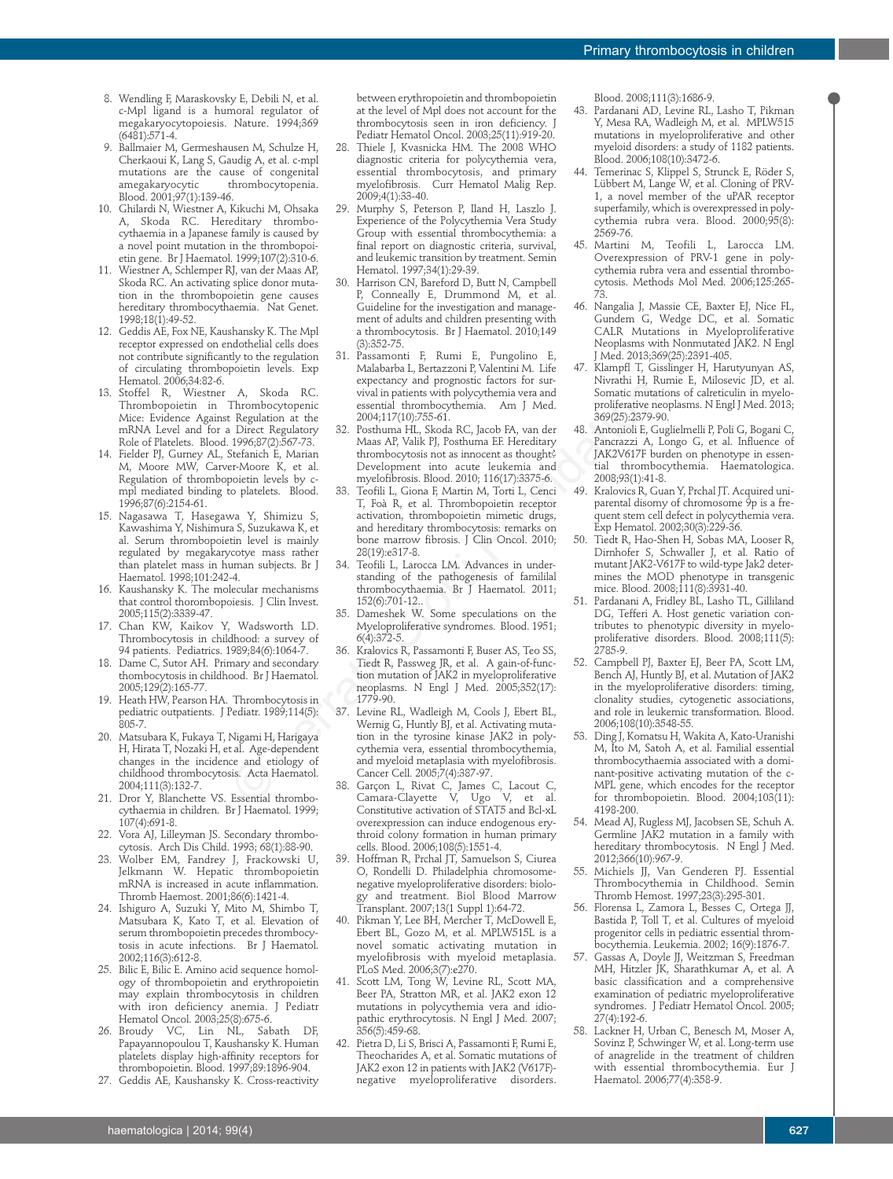8. Wendling F, Maraskovsky E, Debili N, et al. c-Mpl ligand is a humoral regulator of megakaryocytopoiesis. Nature. 1994;369 (6481):571-4.
9. Ballmaier M, Germeshausen M, Schulze H, Cherkaoui K, Lang S, Gaudig A, et al. c-mpl mutations are the cause of congenital amegakaryocytic thrombocytopenia. Blood. 2001;97(1):139-46.
10. Ghilardi N, Wiestner A, Kikuchi M, Ohsaka A, Skoda RC. Hereditary thrombocythaemia in a Japanese family is caused by a novel point mutation in the thrombopoietin gene. Br J Haematol. 1999;107(2):310-6.
11. Wiestner A, Schlemper RJ, van der Maas AP, Skoda RC. An activating splice donor mutation in the thrombopoietin gene causes hereditary thrombocythaemia. Nat Genet. 1998;18(1):49-52.
12. Geddis AE, Fox NE, Kaushansky K. The Mpl receptor expressed on endothelial cells does not contribute significantly to the regulation of circulating thrombopoietin levels. Exp Hematol. 2006;34:82-6.
13. Stoffel R, Wiestner A, Skoda RC. Thrombopoietin in Thrombocytopenic Mice: Evidence Against Regulation at the mRNA Level and for a Direct Regulatory Role of Platelets. Blood. 1996;87(2):567-73.
14. Fielder PJ, Gurney AL, Stefanich E, Marian M, Moore MW, Carver-Moore K, et al. Regulation of thrombopoietin levels by c-mpl mediated binding to platelets. Blood. 1996;87(6):2154-61.
15. Nagasawa T, Hasegawa Y, Shimizu S, Kawashima Y, Nishimura S, Suzukawa K, et al. Serum thrombopoietin level is mainly regulated by megakarycotye mass rather than platelet mass in human subjects. Br J Haematol. 1998;101:242-4.
16. Kaushansky K. The molecular mechanisms that control thoropoiesis. J Clin Invest. 2005;115(2):3339-47.
17. Chan KW, Kaikov Y, Wadsworth LD. Thrombocytosis in childhood: a survey of 94 patients. Pediatrics. 1989;84(6):1064-7.
18. Dame C, Sutor AH. Primary and secondary thombocytosis in childhood. Br J Haematol. 2005;129(2):165-77.
19. Heath HW, Pearson HA. Thrombocytosis in pediatric outpatients. J Pediatr. 1989;114(5): 805-7.
20. Matsubara K, Fukaya T, Nigami H, Harigaya H, Hirata T, Nozaki H, et al. Age-dependent changes in the incidence and etiology of childhood thrombocytosis. Acta Haematol. 2004;111(3):132-7.
21. Dror Y, Blanchette VS. Essential thrombocythaemia in children. Br J Haematol. 1999; 107(4):691-8.
22. Vora AJ, Lilleyman JS. Secondary thrombocytosis. Arch Dis Child. 1993; 68(1):88-90.
23. Wolber EM, Fandrey J, Frackowski U, Jelkmann W. Hepatic thrombopoietin mRNA is increased in acute inflammation. Thromb Haemost. 2001;86(6):1421-4.
24. Ishiguro A, Suzuki Y, Mito M, Shimbo T, Matsubara K, Kato T, et al. Elevation of serum thrombopoietin precedes thrombocytosis in acute infections. Br J Haematol. 2002;116(3):612-8.
25. Bilic E, Bilic E. Amino acid sequence homology of thrombopoietin and erythropoietin may explain thrombocytosis in children with iron deficiency anemia. J Pediatr Hematol Oncol. 2003;25(8):675-6.
26. Broudy VC, Lin NL, Sabath DF, Papayannopoulou T, Kaushansky K. Human platelets display high-affinity receptors for thrombopoietin. Blood. 1997;89:1896-904.
27. Geddis AE, Kaushansky K. Cross-reactivity between erythropoietin and thrombopoietin at the level of Mpl does not account for the thrombocytosis seen in iron deficiency. J Pediatr Hematol Oncol. 2003;25(11):919-20.
28. Thiele J, Kvasnicka HM. The 2008 WHO diagnostic criteria for polycythemia vera, essential thrombocytosis, and primary myelofibrosis. Curr Hematol Malig Rep. 2009;4(1):33-40.
29. Murphy S, Peterson P, Iland H, Laszlo J. Experience of the Polycythemia Vera Study Group with essential thrombocythemia: a final report on diagnostic criteria, survival, and leukemic transition by treatment. Semin Hematol. 1997;34(1):29-39.
30. Harrison CN, Bareford D, Butt N, Campbell P, Conneally E, Drummond M, et al. Guideline for the investigation and management of adults and children presenting with a thrombocytosis. Br J Haematol. 2010;149 (3):352-75.
31. Passamonti F, Rumi E, Pungolino E, Malabarba L, Bertazzoni P, Valentini M. Life expectancy and prognostic factors for survival in patients with polycythemia vera and essential thrombocythemia. Am J Med. 2004;117(10):755-61.
32. Posthuma HL, Skoda RC, Jacob FA, van der Maas AP, Valk PJ, Posthuma EF. Hereditary thrombocytosis not as innocent as thought? Development into acute leukemia and myelofibrosis. Blood. 2010; 116(17):3375-6.
33. Teofili L, Giona F, Martin M, Torti L, Cenci T, Foà R, et al. Thrombopoietin receptor activation, thrombopoietin mimetic drugs, and hereditary thrombocytosis: remarks on bone marrow fibrosis. J Clin Oncol. 2010; 28(19):e317-8.
34. Teofili L, Larocca LM. Advances in understanding of the pathogenesis of familial thrombocythaemia. Br J Haematol. 2011; 152(6):701-12..
35. Dameshek W. Some speculations on the Myeloproliferative syndromes. Blood. 1951; 6(4):372-5.
36. Kralovics R, Passamonti F, Buser AS, Teo SS, Tiedt R, Passweg JR, et al. A gain-of-function mutation of JAK2 in myeloproliferative neoplasms. N Engl J Med. 2005;352(17): 1779-90.
37. Levine RL, Wadleigh M, Cools J, Ebert BL, Wernig G, Huntly BJ, et al. Activating mutation in the tyrosine kinase JAK2 in polycythemia vera, essential thrombocythemia, and myeloid metaplasia with myelofibrosis. Cancer Cell. 2005;7(4):387-97.
38. Garçon L, Rivat C, James C, Lacout C, Camara-Clayette V, Ugo V, et al. Constitutive activation of STAT5 and Bcl-xL overexpression can induce endogenous erythroid colony formation in human primary cells. Blood. 2006;108(5):1551-4.
39. Hoffman R, Prchal JT, Samuelson S, Ciurea O, Rondelli D. Philadelphia chromosome-negative myeloproliferative disorders: biology and treatment. Biol Blood Marrow Transplant. 2007;13(1 Suppl 1):64-72.
40. Pikman Y, Lee BH, Mercher T, McDowell E, Ebert BL, Gozo M, et al. MPLW515L is a novel somatic activating mutation in myelofibrosis with myeloid metaplasia. PLoS Med. 2006;3(7):e270.
41. Scott LM, Tong W, Levine RL, Scott MA, Beer PA, Stratton MR, et al. JAK2 exon 12 mutations in polycythemia vera and idiopathic erythrocytosis. N Engl J Med. 2007; 356(5):459-68.
42. Pietra D, Li S, Brisci A, Passamonti F, Rumi E, Theocharides A, et al. Somatic mutations of JAK2 exon 12 in patients with JAK2 (V617F)-negative myeloproliferative disorders. Blood. 2008;111(3):1686-9.
43. Pardanani AD, Levine RL, Lasho T, Pikman Y, Mesa RA, Wadleigh M, et al. MPLW515 mutations in myeloproliferative and other myeloid disorders: a study of 1182 patients. Blood. 2006;108(10):3472-6.
44. Temerinac S, Klippel S, Strunck E, Röder S, Lübbert M, Lange W, et al. Cloning of PRV-1, a novel member of the uPAR receptor superfamily, which is overexpressed in polycythemia rubra vera. Blood. 2000;95(8): 2569-76.
45. Martini M, Teofili L, Larocca LM. Overexpression of PRV-1 gene in polycythemia rubra vera and essential thrombocytosis. Methods Mol Med. 2006;125:265-73.
46. Nangalia J, Massie CE, Baxter EJ, Nice FL, Gundem G, Wedge DC, et al. Somatic CALR Mutations in Myeloproliferative Neoplasms with Nonmutated JAK2. N Engl J Med. 2013;369(25):2391-405.
47. Klampfl T, Gisslinger H, Harutyunyan AS, Nivrathi H, Rumie E, Milosevic JD, et al. Somatic mutations of calreticulin in myeloproliferative neoplasms. N Engl J Med. 2013; 369(25):2379-90.
48. Antonioli E, Guglielmelli P, Poli G, Bogani C, Pancrazzi A, Longo G, et al. Influence of JAK2V617F burden on phenotype in essential thrombocythemia. Haematologica. 2008;93(1):41-8.
49. Kralovics R, Guan Y, Prchal JT. Acquired uniparental disomy of chromosome 9p is a frequent stem cell defect in polycythemia vera. Exp Hematol. 2002;30(3):229-36.
50. Tiedt R, Hao-Shen H, Sobas MA, Looser R, Dirnhofer S, Schwaller J, et al. Ratio of mutant JAK2-V617F to wild-type Jak2 determines the MOD phenotype in transgenic mice. Blood. 2008;111(8):3931-40.
51. Pardanani A, Fridley BL, Lasho TL, Gilliland DG, Tefferi A. Host genetic variation contributes to phenotypic diversity in myeloproliferative disorders. Blood. 2008;111(5): 2785-9.
52. Campbell PJ, Baxter EJ, Beer PA, Scott LM, Bench AJ, Huntly BJ, et al. Mutation of JAK2 in the myeloproliferative disorders: timing, clonality studies, cytogenetic associations, and role in leukemic transformation. Blood. 2006;108(10):3548-55.
53. Ding J, Komatsu H, Wakita A, Kato-Uranishi M, Ito M, Satoh A, et al. Familial essential thrombocythaemia associated with a dominant-positive activating mutation of the c-MPL gene, which encodes for the receptor for thrombopoietin. Blood. 2004;103(11): 4198-200.
54. Mead AJ, Rugless MJ, Jacobsen SE, Schuh A. Germline JAK2 mutation in a family with hereditary thrombocytosis. N Engl J Med. 2012;366(10):967-9.
55. Michiels JJ, Van Genderen PJ. Essential Thrombocythemia in Childhood. Semin Thromb Hemost. 1997;23(3):295-301.
56. Florensa L, Zamora L, Besses C, Ortega JJ, Bastida P, Toll T, et al. Cultures of myeloid progenitor cells in pediatric essential thrombocythemia. Leukemia. 2002; 16(9):1876-7.
57. Gassas A, Doyle JJ, Weitzman S, Freedman MH, Hitzler JK, Sharathkumar A, et al. A basic classification and a comprehensive examination of pediatric myeloproliferative syndromes. J Pediatr Hematol Oncol. 2005; 27(4):192-6.
58. Lackner H, Urban C, Benesch M, Moser A, Sovinz P, Schwinger W, et al. Long-term use of anagrelide in the treatment of children with essential thrombocythemia. Eur J Haematol. 2006;77(4):358-9.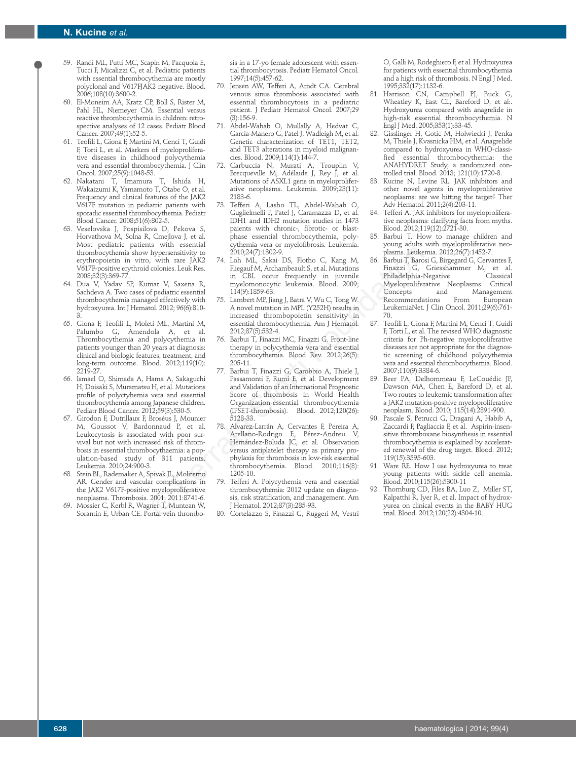59. Randi ML, Putti MC, Scapin M, Pacquola E, Tucci F, Micalizzi C, et al. Pediatric patients with essential thrombocythemia are mostly polyclonal and V617FJAK2 negative. Blood. 2006;108(10):3600-2.
60. El-Moneim AA, Kratz CP, Böll S, Rister M, Pahl HL, Niemeyer CM. Essential versus reactive thrombocythemia in children: retrospective analyses of 12 cases. Pediatr Blood Cancer. 2007;49(1):52-5.
61. Teofili L, Giona F, Martini M, Cenci T, Guidi F, Torti L, et al. Markers of myeloproliferative diseases in childhood polycythemia vera and essential thrombocythemia. J Clin Oncol. 2007;25(9):1048-53.
62. Nakatani T, Imamura T, Ishida H, Wakaizumi K, Yamamoto T, Otabe O, et al. Frequency and clinical features of the JAK2 V617F mutation in pediatric patients with sporadic essential thrombocythemia. Pediatr Blood Cancer. 2008;51(6):802-5.
63. Veselovska J, Pospisilova D, Pekova S, Horvathova M, Solna R, Cmejlova J, et al. Most pediatric patients with essential thrombocythemia show hypersensitivity to erythropoietin in vitro, with rare JAK2 V617F-positive erythroid colonies. Leuk Res. 2008;32(3):369-77.
64. Dua V, Yadav SP, Kumar V, Saxena R, Sachdeva A. Two cases of pediatric essential thrombocythemia managed effectively with hydroxyurea. Int J Hematol. 2012; 96(6):810-3.
65. Giona F, Teofili L, Moleti ML, Martini M, Palumbo G, Amendola A, et al. Thrombocythemia and polycythemia in patients younger than 20 years at diagnosis: clinical and biologic features, treatment, and long-term outcome. Blood. 2012;119(10):2219-27.
66. Ismael O, Shimada A, Hama A, Sakaguchi H, Doisaki S, Muramatsu H, et al. Mutations profile of polycythemia vera and essential thrombocythemia among Japanese children. Pediatr Blood Cancer. 2012;59(3):530-5.
67. Girodon F, Dutrillaux F, Broséus J, Mounier M, Goussot V, Bardonnaud P, et al. Leukocytosis is associated with poor survival but not with increased risk of thrombosis in essential thrombocythaemia: a population-based study of 311 patients. Leukemia. 2010;24:900-3.
68. Stein BL, Rademaker A, Spivak JL, Moliterno AR. Gender and vascular complications in the JAK2 V617F-positive myeloproliferative neoplasms. Thrombosis. 2001; 2011:8741-6.
69. Mossier C, Kerbl R, Wagner T, Muntean W, Sorantin E, Urban CE. Portal vein thrombosis in a 17-yo female adolescent with essential thrombocytosis. Pediatr Hematol Oncol. 1997;14(5):457-62.
70. Jensen AW, Tefferi A, Arndt CA. Cerebral venous sinus thrombosis associated with essential thrombocytosis in a pediatric patient. J Pediatr Hematol Oncol. 2007;29(3):156-9.
71. Abdel-Wahab O, Mullally A, Hedvat C, Garcia-Manero G, Patel J, Wadleigh M, et al. Genetic characterization of TET1, TET2, and TET3 alterations in myeloid malignancies. Blood. 2009;114(1):144-7.
72. Carbuccia N, Murati A, Trouplin V, Brecqueville M, Adélaïde J, Rey J, et al. Mutations of ASXL1 gene in myeloproliferative neoplasms. Leukemia. 2009;23(11):2183-6.
73. Tefferi A, Lasho TL, Abdel-Wahab O, Guglielmelli P, Patel J, Caramazza D, et al. IDH1 and IDH2 mutation studies in 1473 paients with chronic-, fibrotic- or blast-phase essential thrombocythemia, polycythemia vera or myelofibrosis. Leukemia. 2010;24(7):1302-9.
74. Loh ML, Sakai DS, Flotho C, Kang M, Fliegauf M, Archambeault S, et al. Mutations in CBL occur frequently in juvenile myelomonocytic leukemia. Blood. 2009; 114(9):1859-63.
75. Lambert MP, Jiang J, Batra V, Wu C, Tong W. A novel mutation in MPL (Y252H) results in increased thrombopoietin sensitivity in essential thrombocythemia. Am J Hematol. 2012;87(5):532-4.
76. Barbui T, Finazzi MC, Finazzi G. Front-line therapy in polycythemia vera and essential thrombocythemia. Blood Rev. 2012;26(5):205-11.
77. Barbui T, Finazzi G, Carobbio A, Thiele J, Passamonti F, Rumi E, et al. Development and Validation of an International Prognostic Score of thrombosis in World Health Organization-essential thrombocythemia (IPSET-thrombosis). Blood. 2012;120(26):5128-33.
78. Alvarez-Larrán A, Cervantes F, Pereira A, Arellano-Rodrigo E, Pérez-Andreu V, Hernández-Boluda JC, et al. Observation versus antiplatelet therapy as primary prophylaxis for thrombosis in low-risk essential thrombocythemia. Blood. 2010;116(8):1205-10.
79. Tefferi A. Polycythemia vera and essential thrombocythemia: 2012 update on diagnosis, risk stratification, and management. Am J Hematol. 2012;87(3):285-93.
80. Cortelazzo S, Finazzi G, Ruggeri M, Vestri O, Galli M, Rodeghiero F, et al. Hydroxyurea for patients with essential thrombocythemia and a high risk of thrombosis. N Engl J Med. 1995;332(17):1132-6.
81. Harrison CN, Campbell PJ, Buck G, Wheatley K, East CL, Bareford D, et al:. Hydroxyurea compared with anagrelide in high-risk essential thrombocythemia. N Engl J Med. 2005;353(1):33-45.
82. Gisslinger H, Gotic M, Holwiecki J, Penka M, Thiele J, Kvasnicka HM, et al. Anagrelide compared to hydroxyurea in WHO-classified essential thrombocythemia: the ANAHYDRET Study, a randomized controlled trial. Blood. 2013; 121(10):1720-8.
83. Kucine N, Levine RL. JAK inhibitors and other novel agents in myeloproliferative neoplasms: are we hitting the target? Ther Adv Hematol. 2011;2(4):203-11.
84. Tefferi A. JAK inhibitors for myeloproliferative neoplasms: clarifying facts from myths. Blood. 2012;119(12):2721-30.
85. Barbui T. How to manage children and young adults with myeloproliferative neoplasms. Leukemia. 2012;26(7):1452-7.
86. Barbui T, Barosi G, Birgegard G, Cervantes F, Finazzi G, Griesshammer M, et al. Philadelphia-Negative Classical Myeloproliferative Neoplasms: Critical Concepts and Management Recommendations From European LeukemiaNet. J Clin Oncol. 2011;29(6):761-70.
87. Teofili L, Giona F, Martini M, Cenci T, Guidi F, Torti L, et al. The revised WHO diagnostic criteria for Ph-negative myeloproliferative diseases are not appropriate for the diagnostic screening of childhood polycythemia vera and essential thrombocythemia. Blood. 2007;110(9):3384-6.
89. Beer PA, Delhommeau F, LeCouédic JP, Dawson MA, Chen E, Bareford D, et al. Two routes to leukemic transformation after a JAK2 mutation-positive myeloproliferative neoplasm. Blood. 2010; 115(14):2891-900.
90. Pascale S, Petrucci G, Dragani A, Habib A, Zaccardi F, Pagliaccia F, et al. Aspirin-insensitive thromboxane biosynthesis in essential thrombocythemia is explained by accelerated renewal of the drug target. Blood. 2012; 119(15):3595-603.
91. Ware RE. How I use hydroxyurea to treat young patients with sickle cell anemia. Blood. 2010;115(26):5300-11
92. Thornburg CD, Files BA, Luo Z, Miller ST, Kalpatthi R, Iyer R, et al. Impact of hydroxyurea on clinical events in the BABY HUG trial. Blood. 2012;120(22):4304-10.